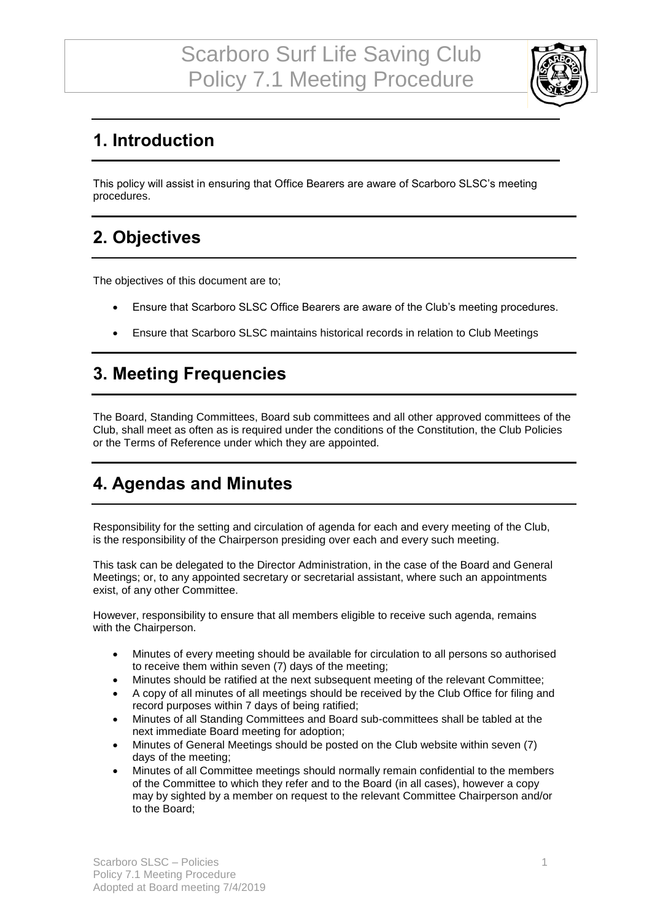# Scarboro Surf Life Saving Club Policy 7.1 Meeting Procedure

## 1. Introduction

This policy will assist in ensuring that Office Bearers are aware of Scarboro SLSC's meeting procedures.

## 2. Objectives

The objectives of this document are to;

- Ensure that Scarboro SLSC Office Bearers are aware of the Club's meeting procedures.
- Ensure that Scarboro SLSC maintains historical records in relation to Club Meetings

## 3. Meeting Frequencies

The Board, Standing Committees, Board sub committees and all other approved committees of the Club, shall meet as often as is required under the conditions of the Constitution, the Club Policies or the Terms of Reference under which they are appointed.

## 4. Agendas and Minutes

Responsibility for the setting and circulation of agenda for each and every meeting of the Club, is the responsibility of the Chairperson presiding over each and every such meeting.

This task can be delegated to the Director Administration, in the case of the Board and General Meetings; or, to any appointed secretary or secretarial assistant, where such an appointments exist, of any other Committee.

However, responsibility to ensure that all members eligible to receive such agenda, remains with the Chairperson.

- Minutes of every meeting should be available for circulation to all persons so authorised to receive them within seven (7) days of the meeting;
- Minutes should be ratified at the next subsequent meeting of the relevant Committee;
- A copy of all minutes of all meetings should be received by the Club Office for filing and record purposes within 7 days of being ratified;
- Minutes of all Standing Committees and Board sub-committees shall be tabled at the next immediate Board meeting for adoption;
- Minutes of General Meetings should be posted on the Club website within seven (7) days of the meeting;
- Minutes of all Committee meetings should normally remain confidential to the members of the Committee to which they refer and to the Board (in all cases), however a copy may by sighted by a member on request to the relevant Committee Chairperson and/or to the Board;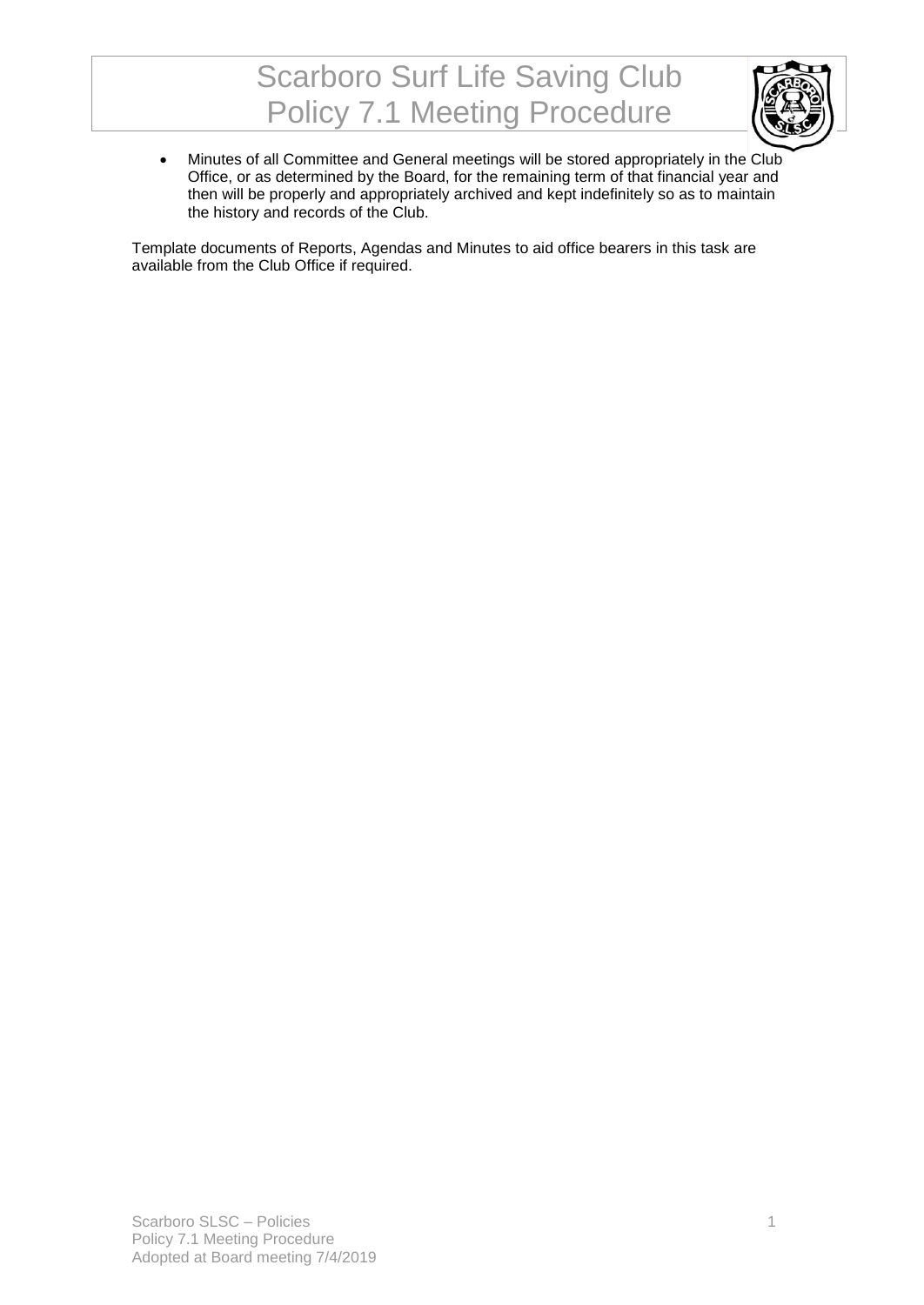- Minutes of all Committee and General meetings will be stored appropriately in the Club Office, or as determined by the Board, for the remaining term of that financial year and then will be properly and appropriately archived and kept indefinitely so as to maintain the history and records of the Club.

Template documents of Reports, Agendas and Minutes to aid office bearers in this task are available from the Club Office if required.